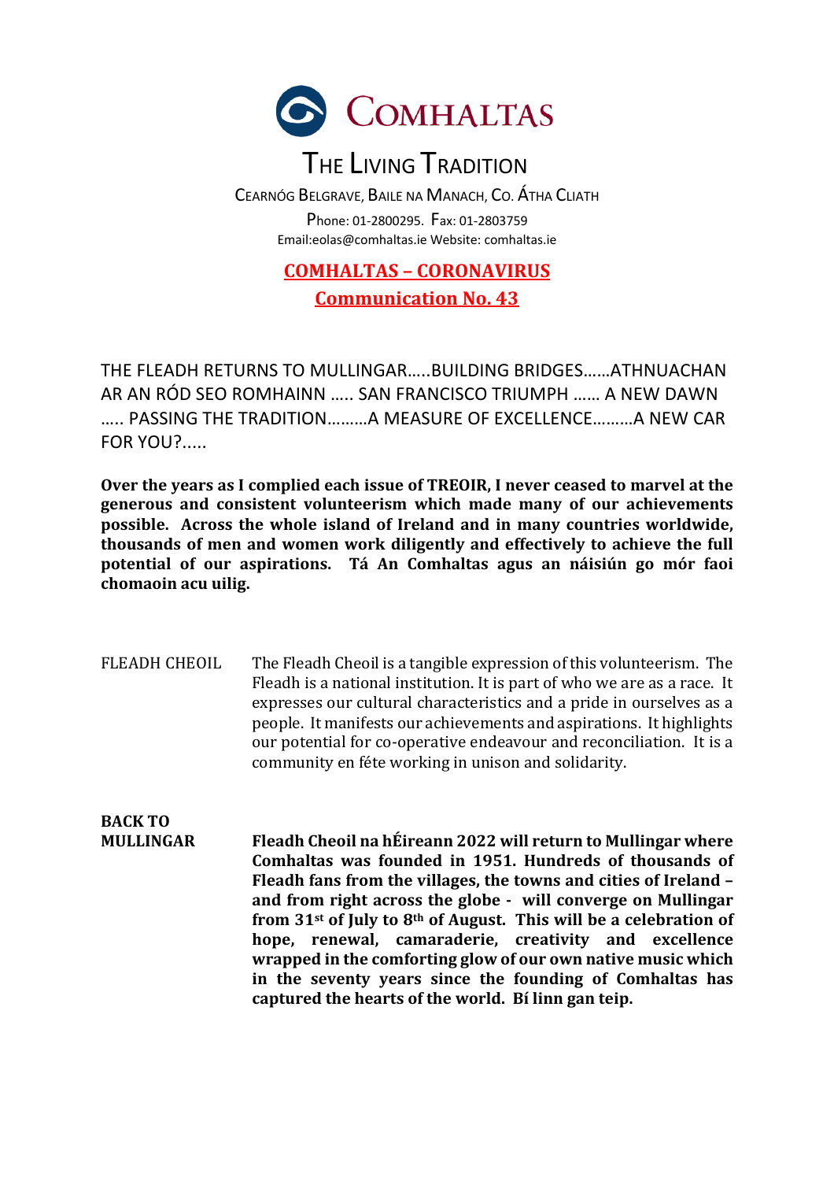# COMHALTAS

## THE LIVING TRADITION

CEARNÓG BELGRAVE, BAILE NA MANACH, CO. ÁTHA CLIATH

Phone: 01-2800295. Fax: 01-2803759

Email:eolas@comhaltas.ie Website: comhaltas.ie

## COMHALTAS – CORONAVIRUS
## Communication No. 43

THE FLEADH RETURNS TO MULLINGAR…..BUILDING BRIDGES……ATHNUACHAN AR AN RÓD SEO ROMHAINN ….. SAN FRANCISCO TRIUMPH …… A NEW DAWN ….. PASSING THE TRADITION………A MEASURE OF EXCELLENCE………A NEW CAR FOR YOU?.....

**Over the years as I complied each issue of TREOIR, I never ceased to marvel at the generous and consistent volunteerism which made many of our achievements possible. Across the whole island of Ireland and in many countries worldwide, thousands of men and women work diligently and effectively to achieve the full potential of our aspirations. Tá An Comhaltas agus an náisiún go mór faoi chomaoin acu uilig.**

FLEADH CHEOIL

The Fleadh Cheoil is a tangible expression of this volunteerism. The Fleadh is a national institution. It is part of who we are as a race. It expresses our cultural characteristics and a pride in ourselves as a people. It manifests our achievements and aspirations. It highlights our potential for co-operative endeavour and reconciliation. It is a community en féte working in unison and solidarity.

**BACK TO MULLINGAR**

**Fleadh Cheoil na hÉireann 2022 will return to Mullingar where Comhaltas was founded in 1951. Hundreds of thousands of Fleadh fans from the villages, the towns and cities of Ireland – and from right across the globe - will converge on Mullingar from 31st of July to 8th of August. This will be a celebration of hope, renewal, camaraderie, creativity and excellence wrapped in the comforting glow of our own native music which in the seventy years since the founding of Comhaltas has captured the hearts of the world. Bí linn gan teip.**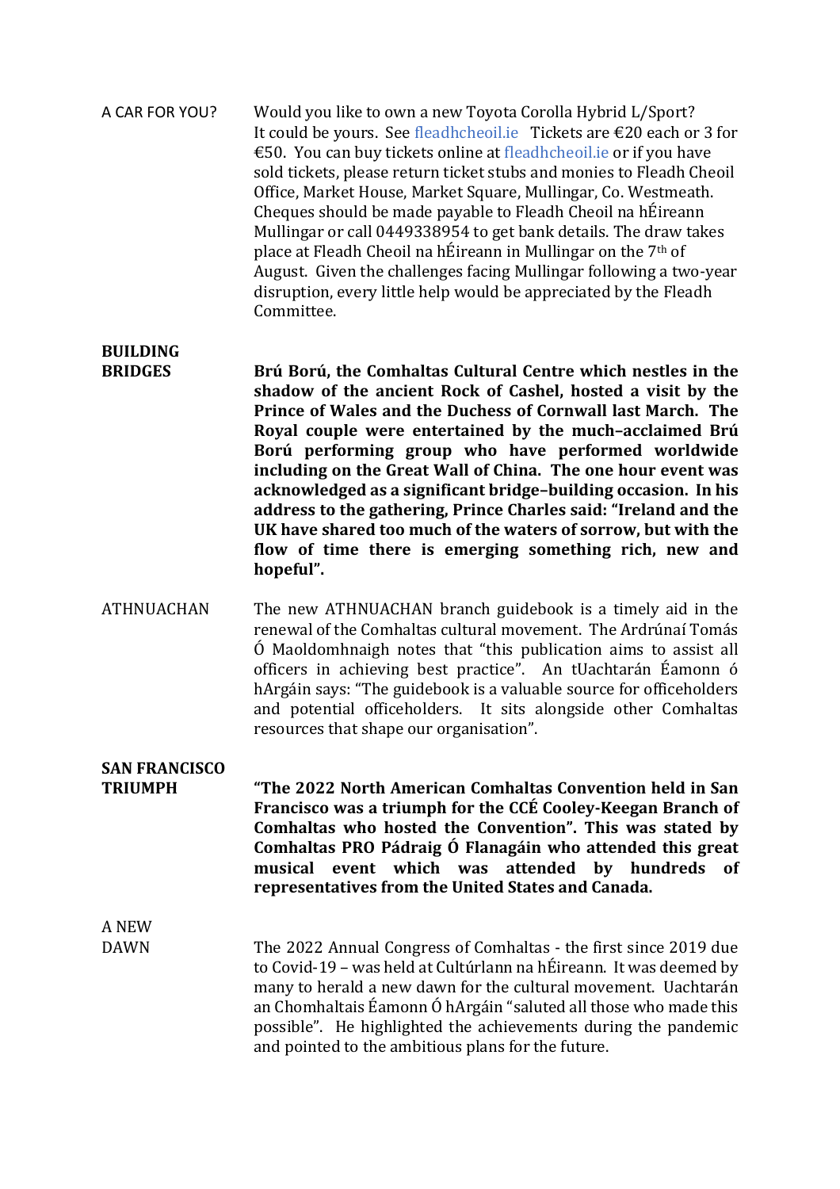**A CAR FOR YOU?**

Would you like to own a new Toyota Corolla Hybrid L/Sport? It could be yours. See fleadhcheoil.ie Tickets are €20 each or 3 for €50. You can buy tickets online at fleadhcheoil.ie or if you have sold tickets, please return ticket stubs and monies to Fleadh Cheoil Office, Market House, Market Square, Mullingar, Co. Westmeath. Cheques should be made payable to Fleadh Cheoil na hÉireann Mullingar or call 0449338954 to get bank details. The draw takes place at Fleadh Cheoil na hÉireann in Mullingar on the 7th of August. Given the challenges facing Mullingar following a two-year disruption, every little help would be appreciated by the Fleadh Committee.

**BUILDING BRIDGES**

**Brú Ború, the Comhaltas Cultural Centre which nestles in the shadow of the ancient Rock of Cashel, hosted a visit by the Prince of Wales and the Duchess of Cornwall last March. The Royal couple were entertained by the much–acclaimed Brú Ború performing group who have performed worldwide including on the Great Wall of China. The one hour event was acknowledged as a significant bridge–building occasion. In his address to the gathering, Prince Charles said: "Ireland and the UK have shared too much of the waters of sorrow, but with the flow of time there is emerging something rich, new and hopeful".**

**ATHNUACHAN**

The new ATHNUACHAN branch guidebook is a timely aid in the renewal of the Comhaltas cultural movement. The Ardrúnaí Tomás Ó Maoldomhnaigh notes that "this publication aims to assist all officers in achieving best practice". An tUachtarán Éamonn ó hArgáin says: "The guidebook is a valuable source for officeholders and potential officeholders. It sits alongside other Comhaltas resources that shape our organisation".

**SAN FRANCISCO TRIUMPH**

**"The 2022 North American Comhaltas Convention held in San Francisco was a triumph for the CCÉ Cooley-Keegan Branch of Comhaltas who hosted the Convention". This was stated by Comhaltas PRO Pádraig Ó Flanagáin who attended this great musical event which was attended by hundreds of representatives from the United States and Canada.**

**A NEW DAWN**

The 2022 Annual Congress of Comhaltas - the first since 2019 due to Covid-19 – was held at Cultúrlann na hÉireann. It was deemed by many to herald a new dawn for the cultural movement. Uachtarán an Chomhaltais Éamonn Ó hArgáin "saluted all those who made this possible". He highlighted the achievements during the pandemic and pointed to the ambitious plans for the future.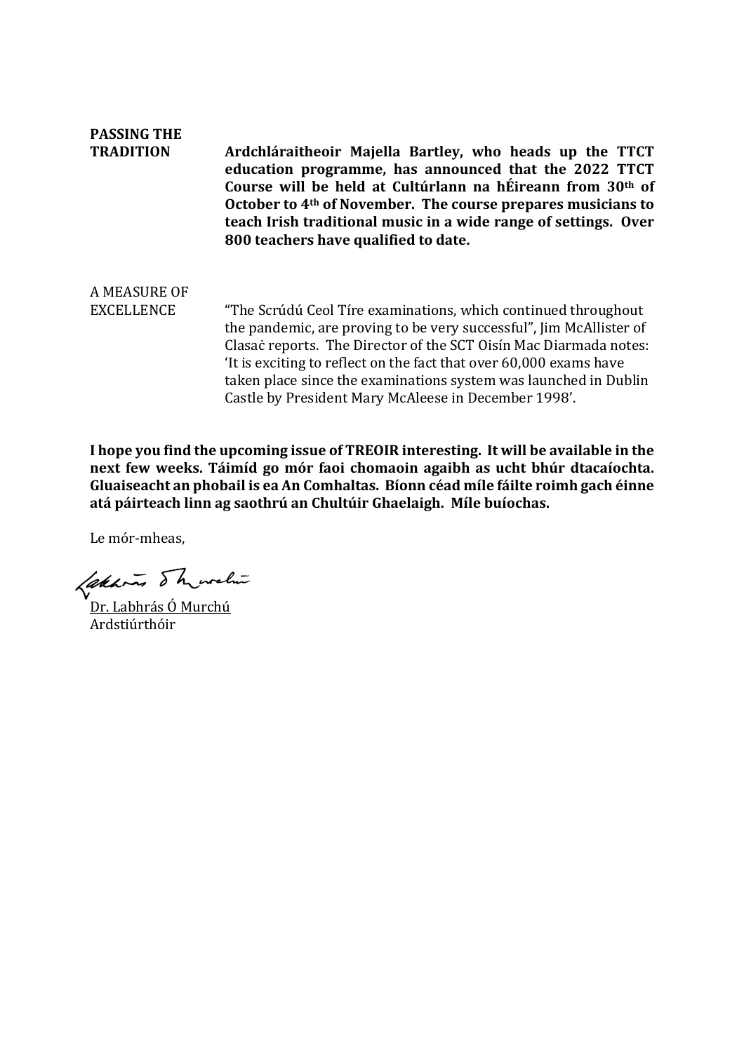**PASSING THE TRADITION**

**Ardchláraitheoir Majella Bartley, who heads up the TTCT education programme, has announced that the 2022 TTCT Course will be held at Cultúrlann na hÉireann from 30th of October to 4th of November. The course prepares musicians to teach Irish traditional music in a wide range of settings. Over 800 teachers have qualified to date.**

A MEASURE OF EXCELLENCE

"The Scrúdú Ceol Tíre examinations, which continued throughout the pandemic, are proving to be very successful", Jim McAllister of Clasaċ reports. The Director of the SCT Oisín Mac Diarmada notes: 'It is exciting to reflect on the fact that over 60,000 exams have taken place since the examinations system was launched in Dublin Castle by President Mary McAleese in December 1998'.

**I hope you find the upcoming issue of TREOIR interesting. It will be available in the next few weeks. Táimíd go mór faoi chomaoin agaibh as ucht bhúr dtacaíochta. Gluaiseacht an phobail is ea An Comhaltas. Bíonn céad míle fáilte roimh gach éinne atá páirteach linn ag saothrú an Chultúir Ghaelaigh. Míle buíochas.**

Le mór-mheas,

Dr. Labhrás Ó Murchú
Ardstiúrthóir